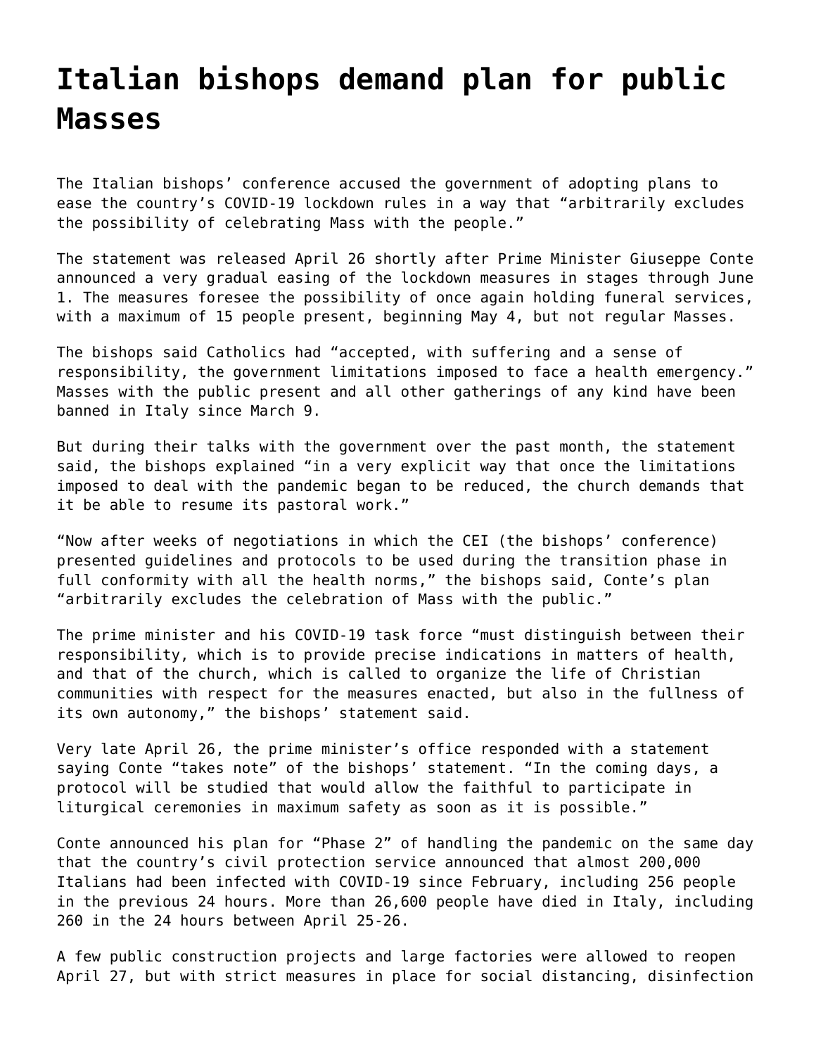# Italian bishops demand plan for public Masses

The Italian bishops' conference accused the government of adopting plans to ease the country's COVID-19 lockdown rules in a way that "arbitrarily excludes the possibility of celebrating Mass with the people."

The statement was released April 26 shortly after Prime Minister Giuseppe Conte announced a very gradual easing of the lockdown measures in stages through June 1. The measures foresee the possibility of once again holding funeral services, with a maximum of 15 people present, beginning May 4, but not regular Masses.

The bishops said Catholics had "accepted, with suffering and a sense of responsibility, the government limitations imposed to face a health emergency." Masses with the public present and all other gatherings of any kind have been banned in Italy since March 9.

But during their talks with the government over the past month, the statement said, the bishops explained "in a very explicit way that once the limitations imposed to deal with the pandemic began to be reduced, the church demands that it be able to resume its pastoral work."

"Now after weeks of negotiations in which the CEI (the bishops' conference) presented guidelines and protocols to be used during the transition phase in full conformity with all the health norms," the bishops said, Conte's plan "arbitrarily excludes the celebration of Mass with the public."

The prime minister and his COVID-19 task force "must distinguish between their responsibility, which is to provide precise indications in matters of health, and that of the church, which is called to organize the life of Christian communities with respect for the measures enacted, but also in the fullness of its own autonomy," the bishops' statement said.

Very late April 26, the prime minister's office responded with a statement saying Conte "takes note" of the bishops' statement. "In the coming days, a protocol will be studied that would allow the faithful to participate in liturgical ceremonies in maximum safety as soon as it is possible."

Conte announced his plan for "Phase 2" of handling the pandemic on the same day that the country's civil protection service announced that almost 200,000 Italians had been infected with COVID-19 since February, including 256 people in the previous 24 hours. More than 26,600 people have died in Italy, including 260 in the 24 hours between April 25-26.

A few public construction projects and large factories were allowed to reopen April 27, but with strict measures in place for social distancing, disinfection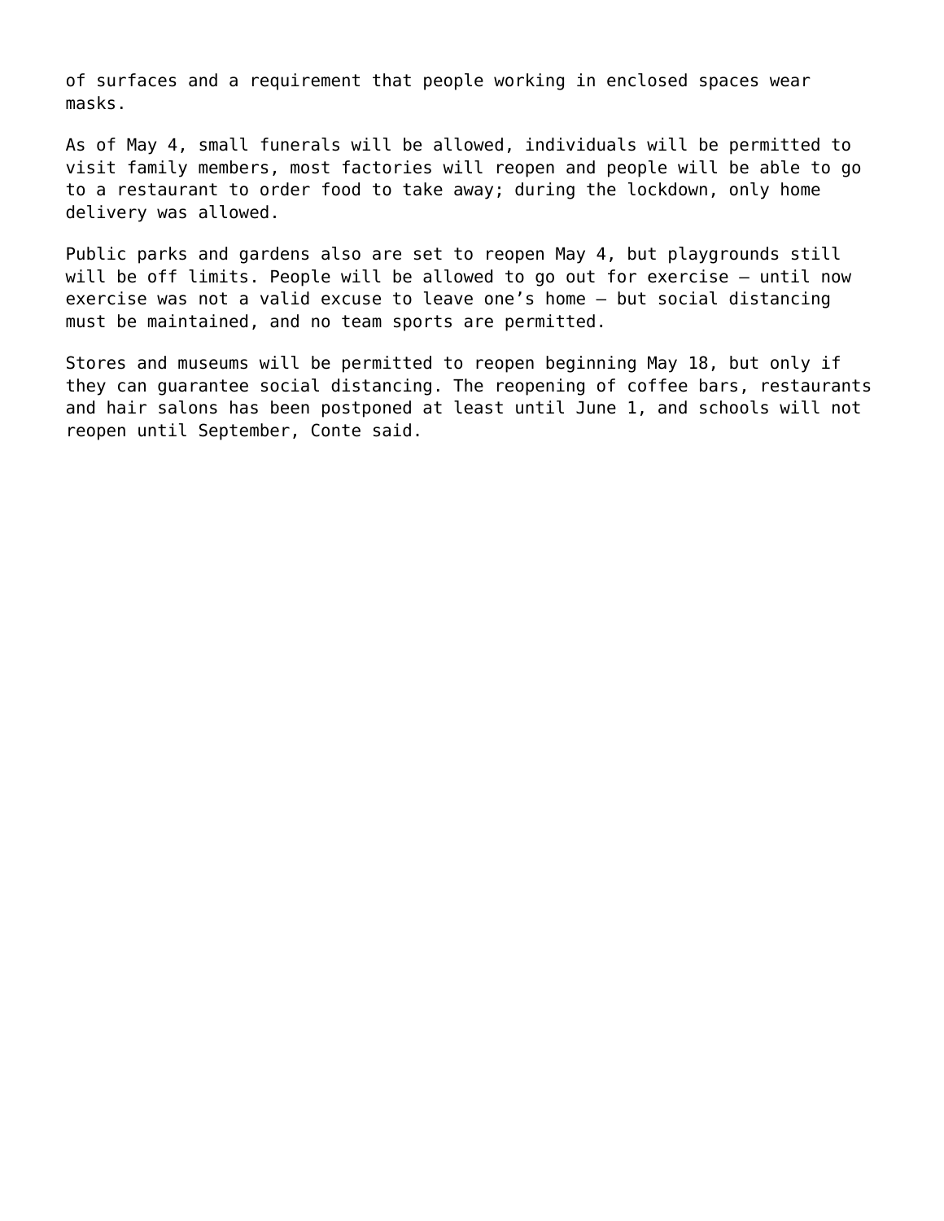of surfaces and a requirement that people working in enclosed spaces wear masks.

As of May 4, small funerals will be allowed, individuals will be permitted to visit family members, most factories will reopen and people will be able to go to a restaurant to order food to take away; during the lockdown, only home delivery was allowed.

Public parks and gardens also are set to reopen May 4, but playgrounds still will be off limits. People will be allowed to go out for exercise – until now exercise was not a valid excuse to leave one's home – but social distancing must be maintained, and no team sports are permitted.

Stores and museums will be permitted to reopen beginning May 18, but only if they can guarantee social distancing. The reopening of coffee bars, restaurants and hair salons has been postponed at least until June 1, and schools will not reopen until September, Conte said.